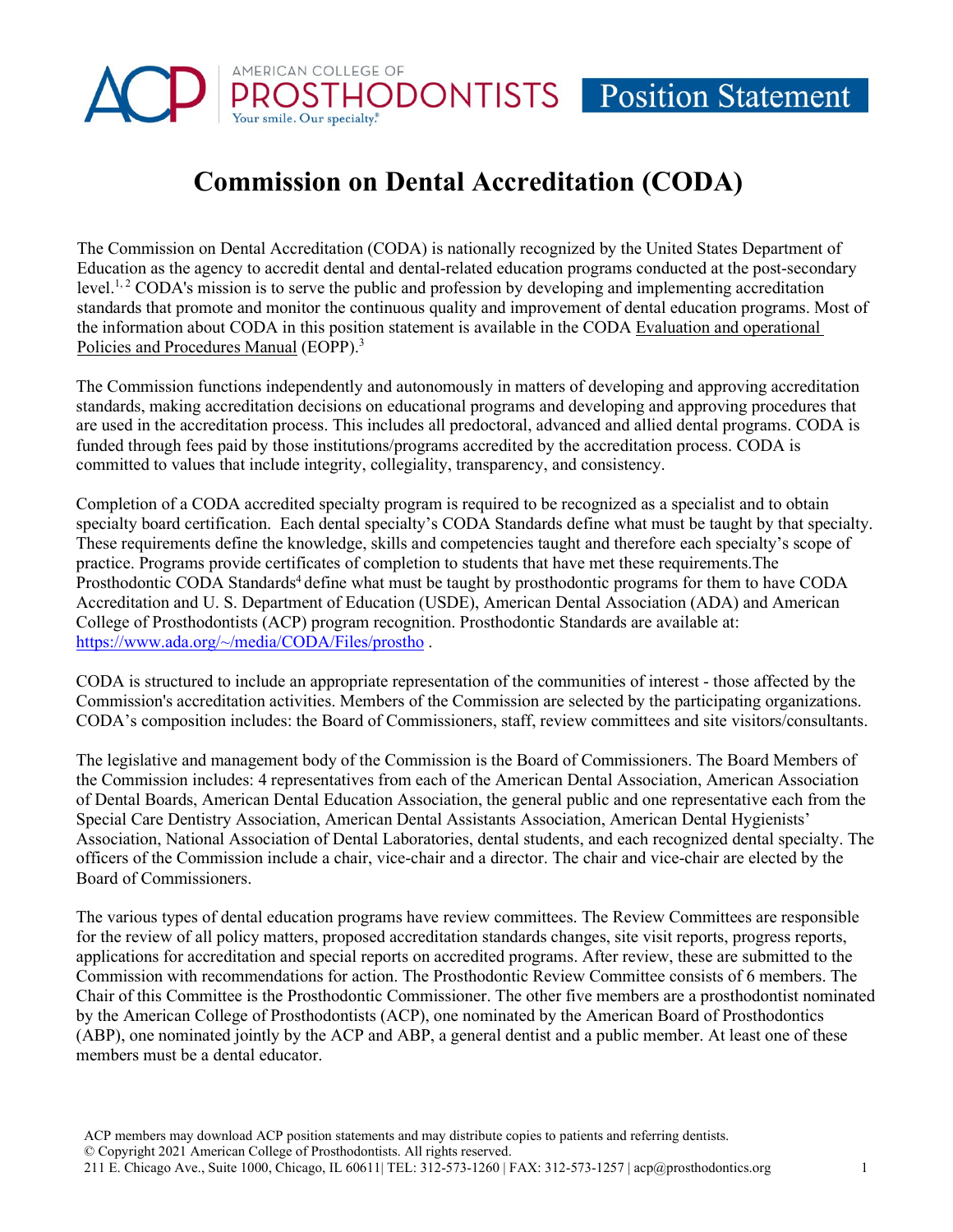ACP | AMERICAN COLLEGE OF PROSTHODONTISTS | Your smile. Our specialty.® | Position Statement

# Commission on Dental Accreditation (CODA)

The Commission on Dental Accreditation (CODA) is nationally recognized by the United States Department of Education as the agency to accredit dental and dental-related education programs conducted at the post-secondary level.[1, 2] CODA's mission is to serve the public and profession by developing and implementing accreditation standards that promote and monitor the continuous quality and improvement of dental education programs. Most of the information about CODA in this position statement is available in the CODA Evaluation and operational Policies and Procedures Manual (EOPP).[3]

The Commission functions independently and autonomously in matters of developing and approving accreditation standards, making accreditation decisions on educational programs and developing and approving procedures that are used in the accreditation process. This includes all predoctoral, advanced and allied dental programs. CODA is funded through fees paid by those institutions/programs accredited by the accreditation process. CODA is committed to values that include integrity, collegiality, transparency, and consistency.

Completion of a CODA accredited specialty program is required to be recognized as a specialist and to obtain specialty board certification. Each dental specialty's CODA Standards define what must be taught by that specialty. These requirements define the knowledge, skills and competencies taught and therefore each specialty's scope of practice. Programs provide certificates of completion to students that have met these requirements.The Prosthodontic CODA Standards[4] define what must be taught by prosthodontic programs for them to have CODA Accreditation and U. S. Department of Education (USDE), American Dental Association (ADA) and American College of Prosthodontists (ACP) program recognition. Prosthodontic Standards are available at: https://www.ada.org/~/media/CODA/Files/prostho .

CODA is structured to include an appropriate representation of the communities of interest - those affected by the Commission's accreditation activities. Members of the Commission are selected by the participating organizations. CODA's composition includes: the Board of Commissioners, staff, review committees and site visitors/consultants.

The legislative and management body of the Commission is the Board of Commissioners. The Board Members of the Commission includes: 4 representatives from each of the American Dental Association, American Association of Dental Boards, American Dental Education Association, the general public and one representative each from the Special Care Dentistry Association, American Dental Assistants Association, American Dental Hygienists' Association, National Association of Dental Laboratories, dental students, and each recognized dental specialty. The officers of the Commission include a chair, vice-chair and a director. The chair and vice-chair are elected by the Board of Commissioners.

The various types of dental education programs have review committees. The Review Committees are responsible for the review of all policy matters, proposed accreditation standards changes, site visit reports, progress reports, applications for accreditation and special reports on accredited programs. After review, these are submitted to the Commission with recommendations for action. The Prosthodontic Review Committee consists of 6 members. The Chair of this Committee is the Prosthodontic Commissioner. The other five members are a prosthodontist nominated by the American College of Prosthodontists (ACP), one nominated by the American Board of Prosthodontics (ABP), one nominated jointly by the ACP and ABP, a general dentist and a public member. At least one of these members must be a dental educator.

ACP members may download ACP position statements and may distribute copies to patients and referring dentists.
© Copyright 2021 American College of Prosthodontists. All rights reserved.
211 E. Chicago Ave., Suite 1000, Chicago, IL 60611| TEL: 312-573-1260 | FAX: 312-573-1257 | acp@prosthodontics.org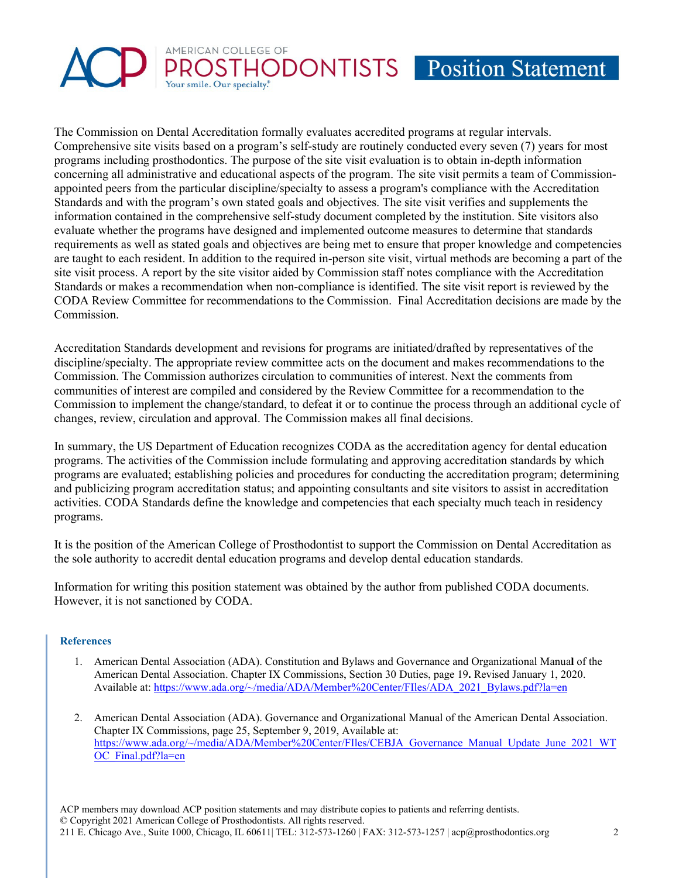The Commission on Dental Accreditation formally evaluates accredited programs at regular intervals. Comprehensive site visits based on a program's self-study are routinely conducted every seven (7) years for most programs including prosthodontics. The purpose of the site visit evaluation is to obtain in-depth information concerning all administrative and educational aspects of the program. The site visit permits a team of Commission-appointed peers from the particular discipline/specialty to assess a program's compliance with the Accreditation Standards and with the program's own stated goals and objectives. The site visit verifies and supplements the information contained in the comprehensive self-study document completed by the institution. Site visitors also evaluate whether the programs have designed and implemented outcome measures to determine that standards requirements as well as stated goals and objectives are being met to ensure that proper knowledge and competencies are taught to each resident. In addition to the required in-person site visit, virtual methods are becoming a part of the site visit process. A report by the site visitor aided by Commission staff notes compliance with the Accreditation Standards or makes a recommendation when non-compliance is identified. The site visit report is reviewed by the CODA Review Committee for recommendations to the Commission. Final Accreditation decisions are made by the Commission.

Accreditation Standards development and revisions for programs are initiated/drafted by representatives of the discipline/specialty. The appropriate review committee acts on the document and makes recommendations to the Commission. The Commission authorizes circulation to communities of interest. Next the comments from communities of interest are compiled and considered by the Review Committee for a recommendation to the Commission to implement the change/standard, to defeat it or to continue the process through an additional cycle of changes, review, circulation and approval. The Commission makes all final decisions.

In summary, the US Department of Education recognizes CODA as the accreditation agency for dental education programs. The activities of the Commission include formulating and approving accreditation standards by which programs are evaluated; establishing policies and procedures for conducting the accreditation program; determining and publicizing program accreditation status; and appointing consultants and site visitors to assist in accreditation activities. CODA Standards define the knowledge and competencies that each specialty much teach in residency programs.

It is the position of the American College of Prosthodontist to support the Commission on Dental Accreditation as the sole authority to accredit dental education programs and develop dental education standards.

Information for writing this position statement was obtained by the author from published CODA documents. However, it is not sanctioned by CODA.

### References

1. American Dental Association (ADA). Constitution and Bylaws and Governance and Organizational Manual of the American Dental Association. Chapter IX Commissions, Section 30 Duties, page 19. Revised January 1, 2020. Available at: https://www.ada.org/~/media/ADA/Member%20Center/FIles/ADA_2021_Bylaws.pdf?la=en

2. American Dental Association (ADA). Governance and Organizational Manual of the American Dental Association. Chapter IX Commissions, page 25, September 9, 2019, Available at: https://www.ada.org/~/media/ADA/Member%20Center/FIles/CEBJA_Governance_Manual_Update_June_2021_WTOC_Final.pdf?la=en

ACP members may download ACP position statements and may distribute copies to patients and referring dentists.
© Copyright 2021 American College of Prosthodontists. All rights reserved.
211 E. Chicago Ave., Suite 1000, Chicago, IL 60611| TEL: 312-573-1260 | FAX: 312-573-1257 | acp@prosthodontics.org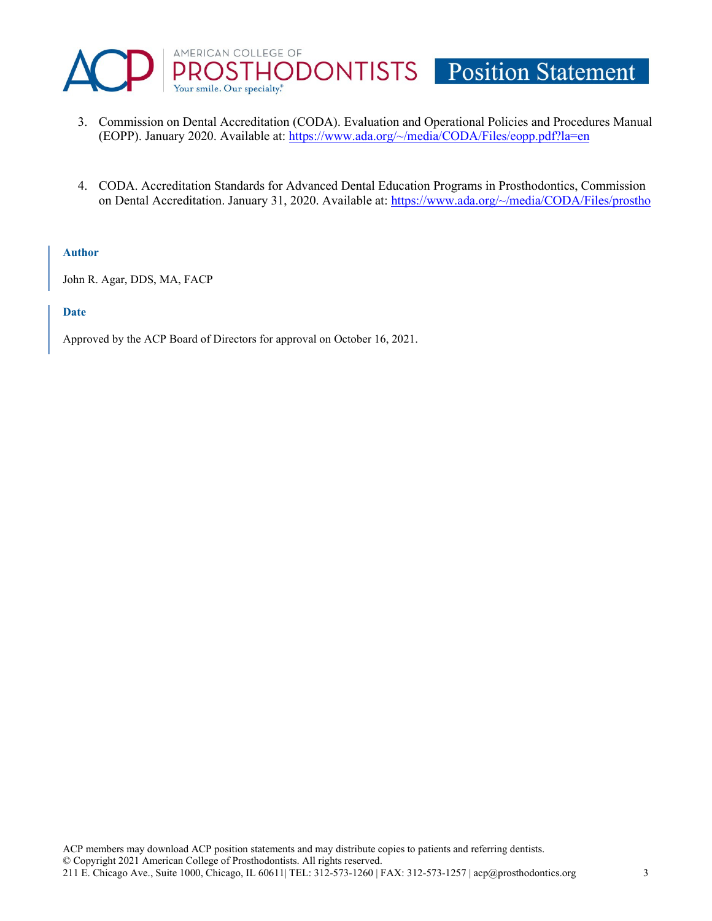3. Commission on Dental Accreditation (CODA). Evaluation and Operational Policies and Procedures Manual (EOPP). January 2020. Available at: https://www.ada.org/~/media/CODA/Files/eopp.pdf?la=en

4. CODA. Accreditation Standards for Advanced Dental Education Programs in Prosthodontics, Commission on Dental Accreditation. January 31, 2020. Available at: https://www.ada.org/~/media/CODA/Files/prostho

**Author**

John R. Agar, DDS, MA, FACP

**Date**

Approved by the ACP Board of Directors for approval on October 16, 2021.

ACP members may download ACP position statements and may distribute copies to patients and referring dentists.
© Copyright 2021 American College of Prosthodontists. All rights reserved.
211 E. Chicago Ave., Suite 1000, Chicago, IL 60611| TEL: 312-573-1260 | FAX: 312-573-1257 | acp@prosthodontics.org